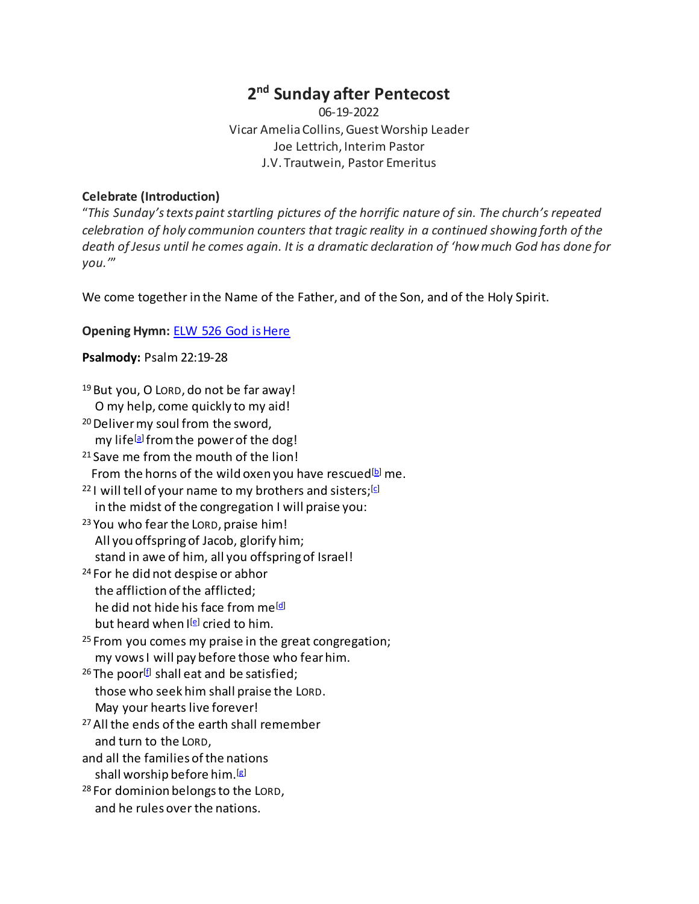# 2nd Sunday after Pentecost

06-19-2022
Vicar Amelia Collins, Guest Worship Leader
Joe Lettrich, Interim Pastor
J.V. Trautwein, Pastor Emeritus

**Celebrate (Introduction)**

"*This Sunday's texts paint startling pictures of the horrific nature of sin. The church's repeated celebration of holy communion counters that tragic reality in a continued showing forth of the death of Jesus until he comes again. It is a dramatic declaration of 'how much God has done for you.'*"

We come together in the Name of the Father, and of the Son, and of the Holy Spirit.

**Opening Hymn:** [ELW 526 God is Here]

**Psalmody:** Psalm 22:19-28

[19] But you, O LORD, do not be far away!
O my help, come quickly to my aid!
[20] Deliver my soul from the sword,
my life[a] from the power of the dog!
[21] Save me from the mouth of the lion!
From the horns of the wild oxen you have rescued[b] me.
[22] I will tell of your name to my brothers and sisters;[c]
in the midst of the congregation I will praise you:
[23] You who fear the LORD, praise him!
All you offspring of Jacob, glorify him;
stand in awe of him, all you offspring of Israel!
[24] For he did not despise or abhor
the affliction of the afflicted;
he did not hide his face from me[d]
but heard when I[e] cried to him.
[25] From you comes my praise in the great congregation;
my vows I will pay before those who fear him.
[26] The poor[f] shall eat and be satisfied;
those who seek him shall praise the LORD.
May your hearts live forever!
[27] All the ends of the earth shall remember
and turn to the LORD,
and all the families of the nations
shall worship before him.[g]
[28] For dominion belongs to the LORD,
and he rules over the nations.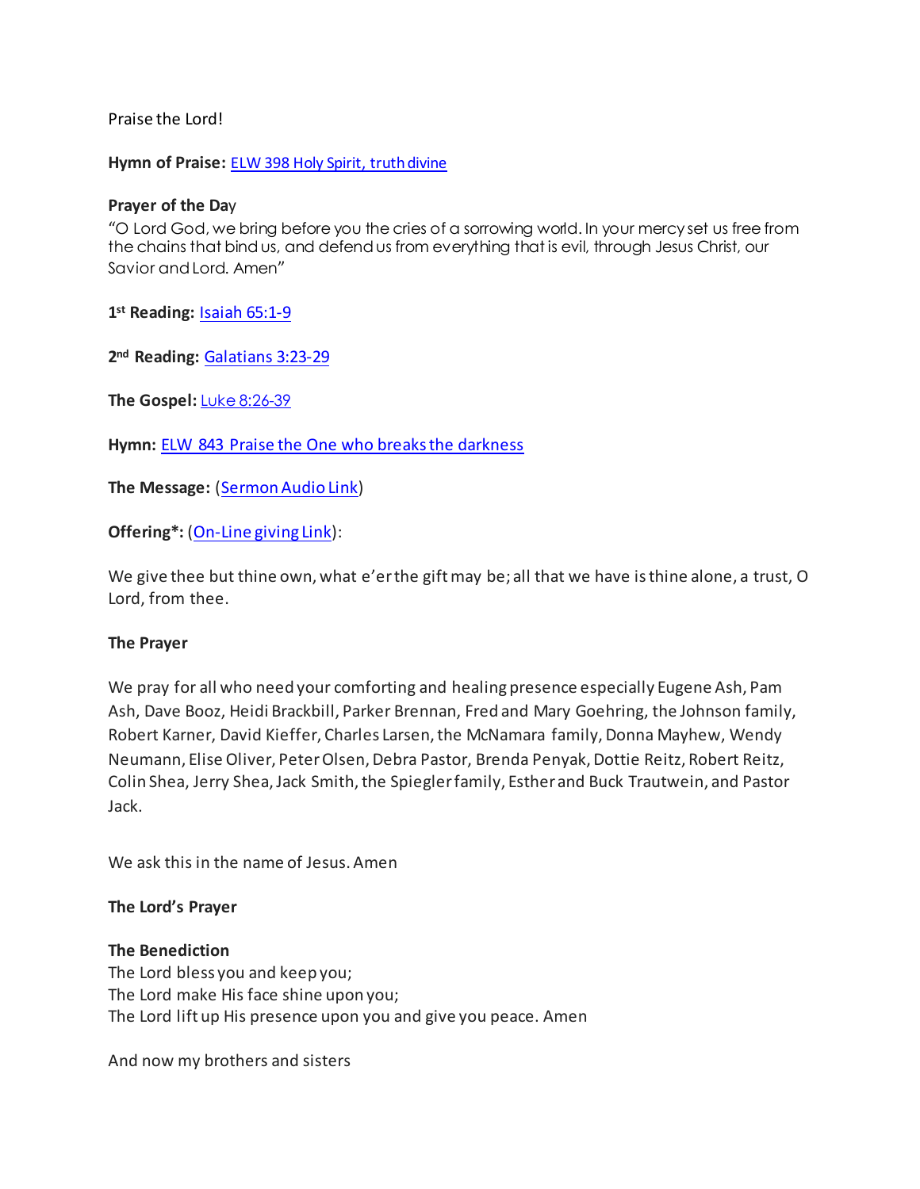Praise the Lord!

**Hymn of Praise:** [ELW 398 Holy Spirit, truth divine]

**Prayer of the Day**
"O Lord God, we bring before you the cries of a sorrowing world. In your mercy set us free from the chains that bind us, and defend us from everything that is evil, through Jesus Christ, our Savior and Lord. Amen"

**1st Reading:** [Isaiah 65:1-9]

**2nd Reading:** [Galatians 3:23-29]

**The Gospel:** [Luke 8:26-39]

**Hymn:** [ELW 843 Praise the One who breaks the darkness]

**The Message:** ([Sermon Audio Link])

**Offering*:** ([On-Line giving Link]):

We give thee but thine own, what e'er the gift may be; all that we have is thine alone, a trust, O Lord, from thee.

**The Prayer**

We pray for all who need your comforting and healing presence especially Eugene Ash, Pam Ash, Dave Booz, Heidi Brackbill, Parker Brennan, Fred and Mary Goehring, the Johnson family, Robert Karner, David Kieffer, Charles Larsen, the McNamara family, Donna Mayhew, Wendy Neumann, Elise Oliver, Peter Olsen, Debra Pastor, Brenda Penyak, Dottie Reitz, Robert Reitz, Colin Shea, Jerry Shea, Jack Smith, the Spiegler family, Esther and Buck Trautwein, and Pastor Jack.

We ask this in the name of Jesus. Amen

**The Lord's Prayer**

**The Benediction**
The Lord bless you and keep you;
The Lord make His face shine upon you;
The Lord lift up His presence upon you and give you peace. Amen

And now my brothers and sisters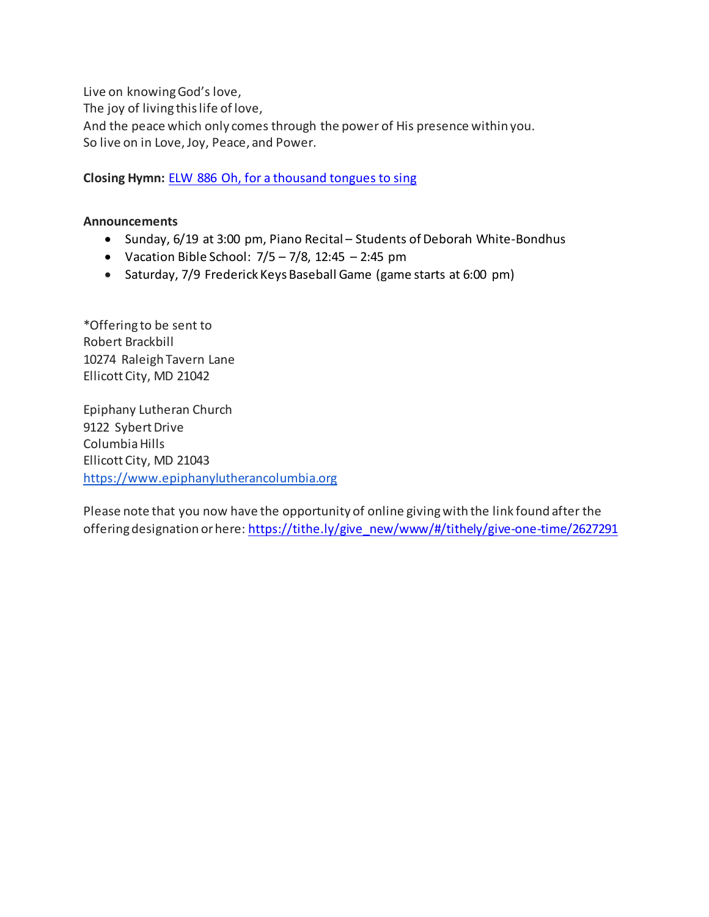Live on knowing God's love,
The joy of living this life of love,
And the peace which only comes through the power of His presence within you.
So live on in Love, Joy, Peace, and Power.

**Closing Hymn:** [ELW 886 Oh, for a thousand tongues to sing]()

**Announcements**

- Sunday, 6/19 at 3:00 pm, Piano Recital – Students of Deborah White-Bondhus
- Vacation Bible School: 7/5 – 7/8, 12:45 – 2:45 pm
- Saturday, 7/9 Frederick Keys Baseball Game (game starts at 6:00 pm)

*Offering to be sent to
Robert Brackbill
10274 Raleigh Tavern Lane
Ellicott City, MD 21042

Epiphany Lutheran Church
9122 Sybert Drive
Columbia Hills
Ellicott City, MD 21043
https://www.epiphanylutherancolumbia.org

Please note that you now have the opportunity of online giving with the link found after the offering designation or here: https://tithe.ly/give_new/www/#/tithely/give-one-time/2627291